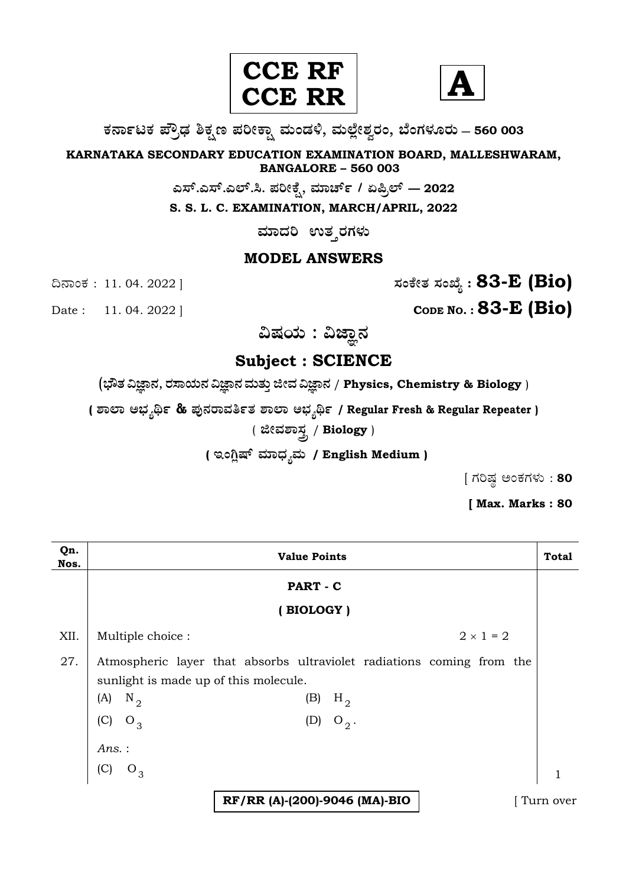**CCE RF**
**CCE RR**

**A**

**ಕರ್ನಾಟಕ ಪ್ರೌಢ ಶಿಕ್ಷಣ ಪರೀಕ್ಷಾ ಮಂಡಳಿ, ಮಲ್ಲೇಶ್ವರಂ, ಬೆಂಗಳೂರು – 560 003**

**KARNATAKA SECONDARY EDUCATION EXAMINATION BOARD, MALLESHWARAM, BANGALORE – 560 003**

**ಎಸ್.ಎಸ್.ಎಲ್.ಸಿ. ಪರೀಕ್ಷೆ, ಮಾರ್ಚ್ / ಏಪ್ರಿಲ್ — 2022**

**S. S. L. C. EXAMINATION, MARCH/APRIL, 2022**

**ಮಾದರಿ ಉತ್ತರಗಳು**

## MODEL ANSWERS

ದಿನಾಂಕ : 11. 04. 2022 ] **ಸಂಕೇತ ಸಂಖ್ಯೆ : 83-E (Bio)**

Date : 11. 04. 2022 ] **CODE NO. : 83-E (Bio)**

**ವಿಷಯ : ವಿಜ್ಞಾನ**

## Subject : SCIENCE

**(ಭೌತ ವಿಜ್ಞಾನ, ರಸಾಯನ ವಿಜ್ಞಾನ ಮತ್ತು ಜೀವ ವಿಜ್ಞಾನ / Physics, Chemistry & Biology )**

**( ಶಾಲಾ ಅಭ್ಯರ್ಥಿ & ಪುನರಾವರ್ತಿತ ಶಾಲಾ ಅಭ್ಯರ್ಥಿ / Regular Fresh & Regular Repeater )**

**( ಜೀವಶಾಸ್ತ್ರ / Biology )**

**( ಇಂಗ್ಲಿಷ್ ಮಾಧ್ಯಮ / English Medium )**

[ ಗರಿಷ್ಠ ಅಂಕಗಳು : **80**

**[ Max. Marks : 80**

| Qn. Nos. | Value Points | Total |
|---|---|---|
| | **PART - C** | |
| | **( BIOLOGY )** | |
| XII. | Multiple choice : $2 \times 1 = 2$ | |
| 27. | Atmospheric layer that absorbs ultraviolet radiations coming from the sunlight is made up of this molecule.<br>(A) $N_2$ (B) $H_2$<br>(C) $O_3$ (D) $O_2$.<br>*Ans.* :<br>(C) $O_3$ | 1 |

**RF/RR (A)-(200)-9046 (MA)-BIO**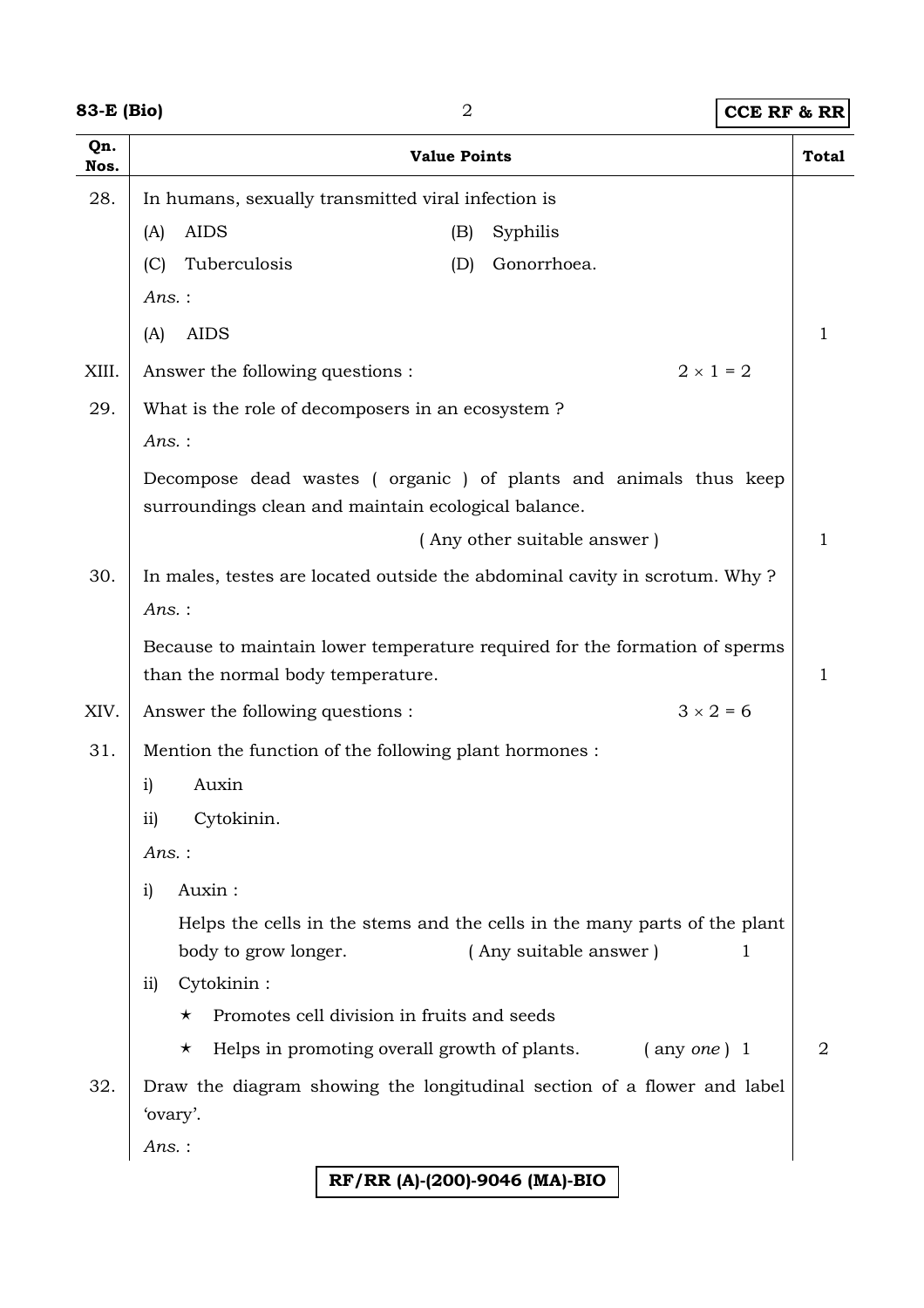| Qn. Nos. | Value Points | Total |
|---|---|---|
| 28. | In humans, sexually transmitted viral infection is<br>(A) AIDS (B) Syphilis<br>(C) Tuberculosis (D) Gonorrhoea.<br>*Ans.* :<br>(A) AIDS | 1 |
| XIII. | Answer the following questions : $2 \times 1 = 2$ | |
| 29. | What is the role of decomposers in an ecosystem ?<br>*Ans.* :<br>Decompose dead wastes ( organic ) of plants and animals thus keep surroundings clean and maintain ecological balance.<br>( Any other suitable answer ) | 1 |
| 30. | In males, testes are located outside the abdominal cavity in scrotum. Why ?<br>*Ans.* :<br>Because to maintain lower temperature required for the formation of sperms than the normal body temperature. | 1 |
| XIV. | Answer the following questions : $3 \times 2 = 6$ | |
| 31. | Mention the function of the following plant hormones :<br>i) Auxin<br>ii) Cytokinin.<br>*Ans.* :<br>i) Auxin :<br>Helps the cells in the stems and the cells in the many parts of the plant body to grow longer. ( Any suitable answer ) 1<br>ii) Cytokinin :<br>★ Promotes cell division in fruits and seeds<br>★ Helps in promoting overall growth of plants. ( any *one* ) 1 | 2 |
| 32. | Draw the diagram showing the longitudinal section of a flower and label 'ovary'.<br>*Ans.* : | |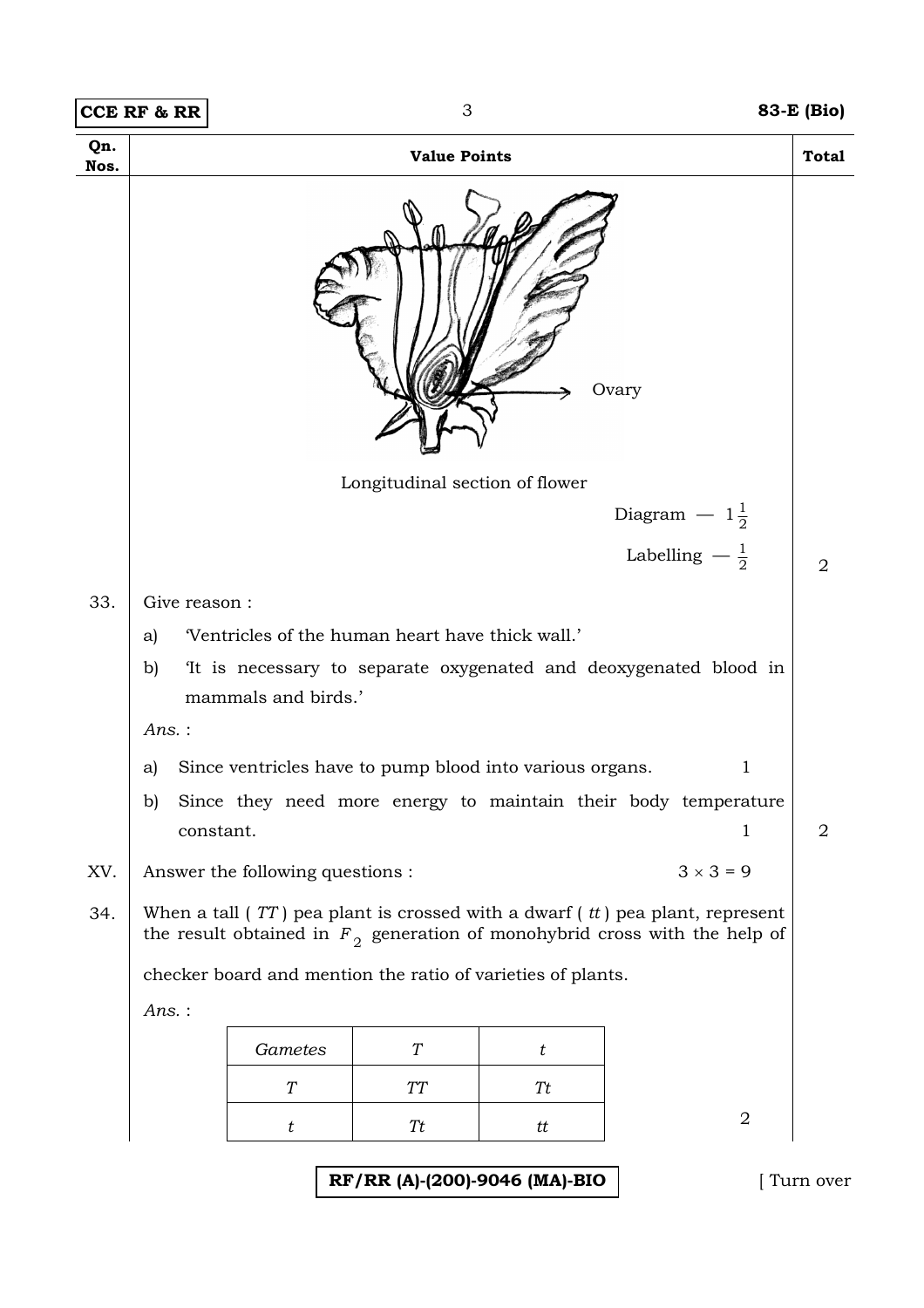| Qn. Nos. | Value Points | Total |
|---|---|---|

Ovary

Longitudinal section of flower

Diagram — $1\frac{1}{2}$

Labelling — $\frac{1}{2}$

**2**

**33.** Give reason :

a) 'Ventricles of the human heart have thick wall.'

b) 'It is necessary to separate oxygenated and deoxygenated blood in mammals and birds.'

*Ans.* :

a) Since ventricles have to pump blood into various organs. — 1

b) Since they need more energy to maintain their body temperature constant. — 1

**2**

**XV.** Answer the following questions : $3 \times 3 = 9$

**34.** When a tall ( *TT* ) pea plant is crossed with a dwarf ( *tt* ) pea plant, represent the result obtained in $F_2$ generation of monohybrid cross with the help of checker board and mention the ratio of varieties of plants.

*Ans.* :

| *Gametes* | *T* | *t* |
|---|---|---|
| *T* | *TT* | *Tt* |
| *t* | *Tt* | *tt* |

2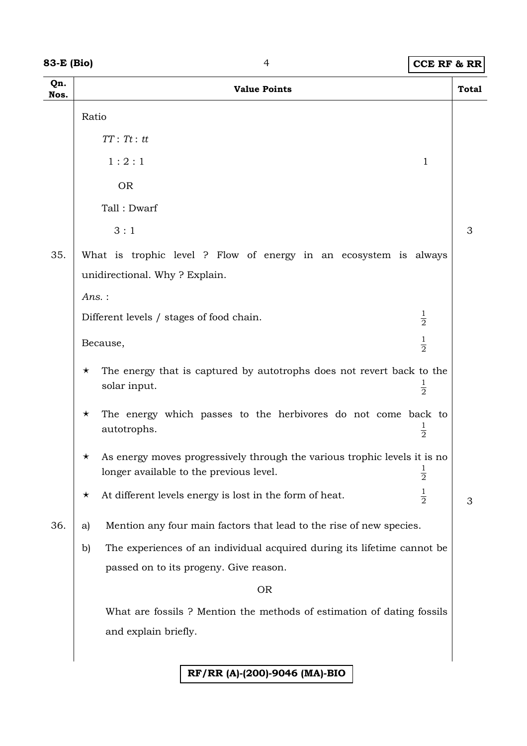| Qn. Nos. | Value Points | | Total |
|---|---|---|---|
| | Ratio | | |
| | *TT* : *Tt* : *tt* | | |
| | 1 : 2 : 1 | 1 | |
| | OR | | |
| | Tall : Dwarf | | |
| | 3 : 1 | | 3 |
| 35. | What is trophic level ? Flow of energy in an ecosystem is always unidirectional. Why ? Explain. | | |
| | *Ans.* : | | |
| | Different levels / stages of food chain. | $\frac{1}{2}$ | |
| | Because, | $\frac{1}{2}$ | |
| | ★ The energy that is captured by autotrophs does not revert back to the solar input. | $\frac{1}{2}$ | |
| | ★ The energy which passes to the herbivores do not come back to autotrophs. | $\frac{1}{2}$ | |
| | ★ As energy moves progressively through the various trophic levels it is no longer available to the previous level. | $\frac{1}{2}$ | |
| | ★ At different levels energy is lost in the form of heat. | $\frac{1}{2}$ | 3 |
| 36. | a) Mention any four main factors that lead to the rise of new species. | | |
| | b) The experiences of an individual acquired during its lifetime cannot be passed on to its progeny. Give reason. | | |
| | OR | | |
| | What are fossils ? Mention the methods of estimation of dating fossils and explain briefly. | | |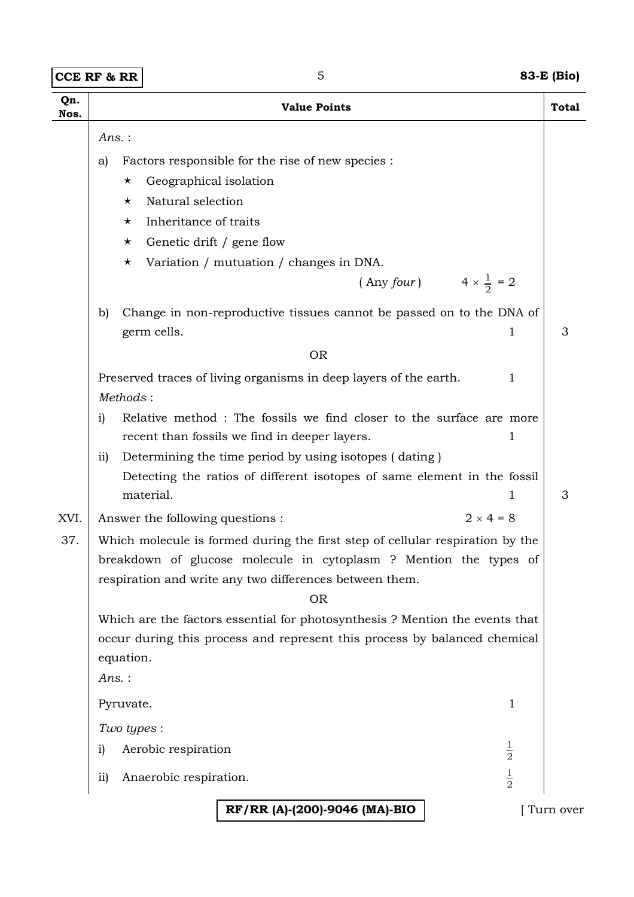| Qn. Nos. | Value Points | Total |
|---|---|---|
| | *Ans.* : | |
| | a) Factors responsible for the rise of new species : | |
| | ⋆ Geographical isolation | |
| | ⋆ Natural selection | |
| | ⋆ Inheritance of traits | |
| | ⋆ Genetic drift / gene flow | |
| | ⋆ Variation / mutuation / changes in DNA. | |
| | ( Any *four* ) $4 \times \frac{1}{2} = 2$ | |
| | b) Change in non-reproductive tissues cannot be passed on to the DNA of germ cells. 1 | 3 |
| | OR | |
| | Preserved traces of living organisms in deep layers of the earth. 1 | |
| | *Methods* : | |
| | i) Relative method : The fossils we find closer to the surface are more recent than fossils we find in deeper layers. 1 | |
| | ii) Determining the time period by using isotopes ( dating ) Detecting the ratios of different isotopes of same element in the fossil material. 1 | 3 |
| XVI. | Answer the following questions : $2 \times 4 = 8$ | |
| 37. | Which molecule is formed during the first step of cellular respiration by the breakdown of glucose molecule in cytoplasm ? Mention the types of respiration and write any two differences between them. | |
| | OR | |
| | Which are the factors essential for photosynthesis ? Mention the events that occur during this process and represent this process by balanced chemical equation. | |
| | *Ans.* : | |
| | Pyruvate. 1 | |
| | *Two types* : | |
| | i) Aerobic respiration $\frac{1}{2}$ | |
| | ii) Anaerobic respiration. $\frac{1}{2}$ | |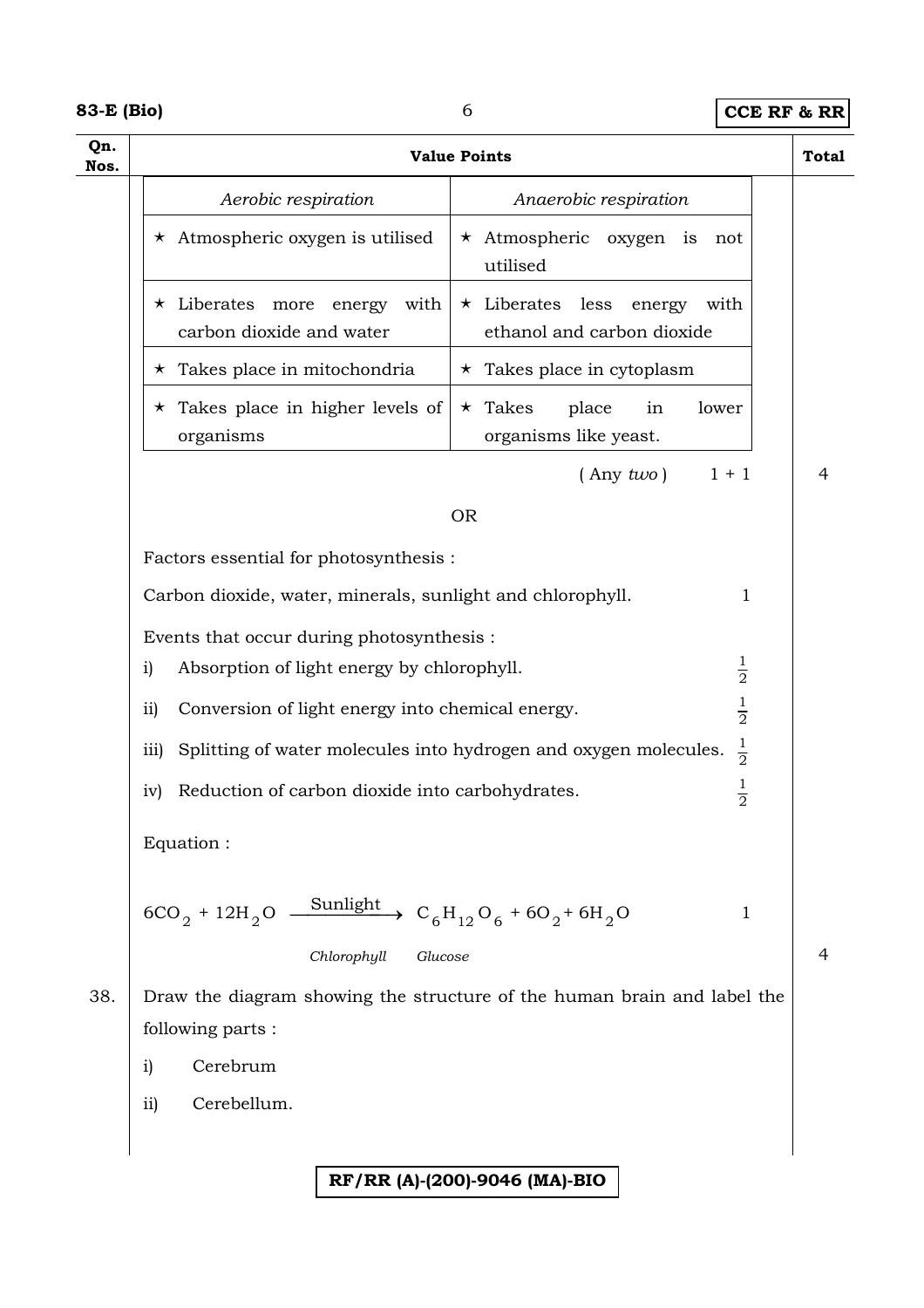| Qn. Nos. | Value Points | Total |
|---|---|---|

| Aerobic respiration | Anaerobic respiration |
|---|---|
| ⋆ Atmospheric oxygen is utilised | ⋆ Atmospheric oxygen is not utilised |
| ⋆ Liberates more energy with carbon dioxide and water | ⋆ Liberates less energy with ethanol and carbon dioxide |
| ⋆ Takes place in mitochondria | ⋆ Takes place in cytoplasm |
| ⋆ Takes place in higher levels of organisms | ⋆ Takes place in lower organisms like yeast. |

( Any *two* ) 1 + 1 — **4**

OR

Factors essential for photosynthesis :

Carbon dioxide, water, minerals, sunlight and chlorophyll. 1

Events that occur during photosynthesis :

i) Absorption of light energy by chlorophyll. $\frac{1}{2}$

ii) Conversion of light energy into chemical energy. $\frac{1}{2}$

iii) Splitting of water molecules into hydrogen and oxygen molecules. $\frac{1}{2}$

iv) Reduction of carbon dioxide into carbohydrates. $\frac{1}{2}$

Equation :

$$6CO_2 + 12H_2O \xrightarrow[\text{Chlorophyll}]{\text{Sunlight}} \underset{\text{Glucose}}{C_6H_{12}O_6} + 6O_2 + 6H_2O$$ 1 — **4**

38. Draw the diagram showing the structure of the human brain and label the following parts :

i) Cerebrum

ii) Cerebellum.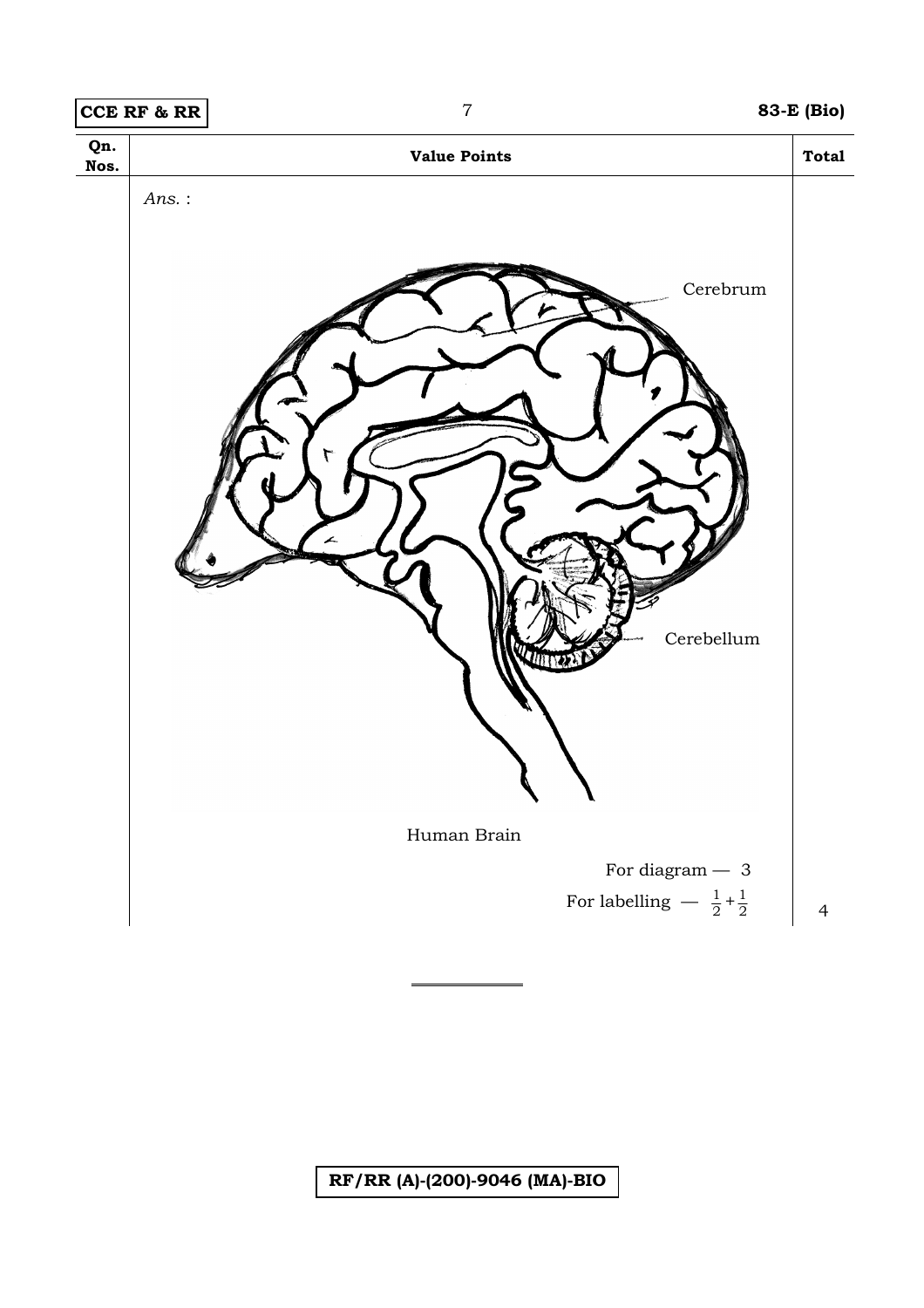| Qn. Nos. | Value Points | Total |
|---|---|---|
| | *Ans.* : | |

Cerebrum

Cerebellum

Human Brain

For diagram — 3

For labelling — $\frac{1}{2} + \frac{1}{2}$

4